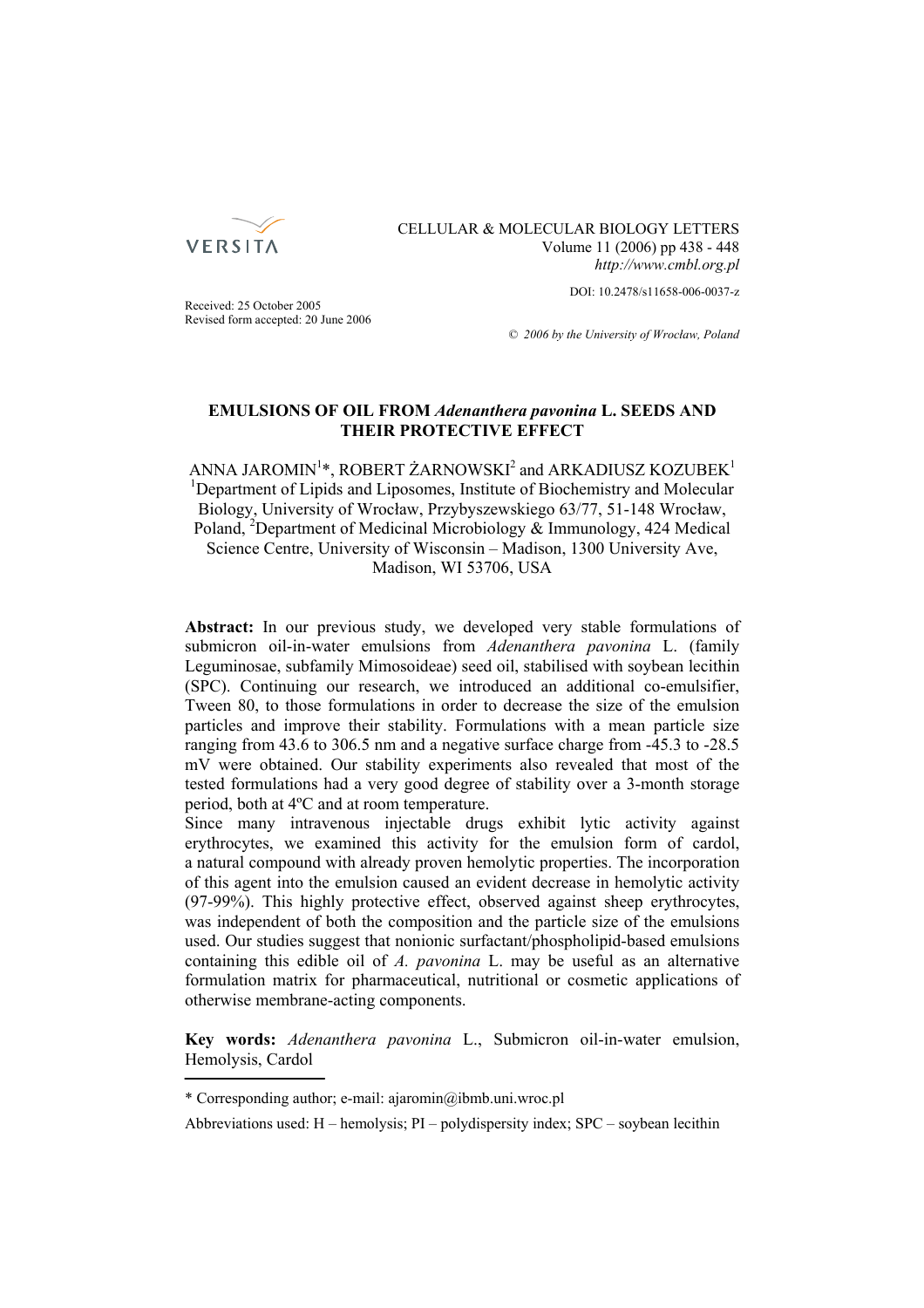CELLULAR & MOLECULAR BIOLOGY LETTERS
Volume 11 (2006) pp 438 - 448
*http://www.cmbl.org.pl*

DOI: 10.2478/s11658-006-0037-z

Received: 25 October 2005
Revised form accepted: 20 June 2006

*© 2006 by the University of Wrocław, Poland*

# EMULSIONS OF OIL FROM *Adenanthera pavonina* L. SEEDS AND THEIR PROTECTIVE EFFECT

ANNA JAROMIN[1]*, ROBERT ŻARNOWSKI[2] and ARKADIUSZ KOZUBEK[1]
[1]Department of Lipids and Liposomes, Institute of Biochemistry and Molecular Biology, University of Wrocław, Przybyszewskiego 63/77, 51-148 Wrocław, Poland, [2]Department of Medicinal Microbiology & Immunology, 424 Medical Science Centre, University of Wisconsin – Madison, 1300 University Ave, Madison, WI 53706, USA

**Abstract:** In our previous study, we developed very stable formulations of submicron oil-in-water emulsions from *Adenanthera pavonina* L. (family Leguminosae, subfamily Mimosoideae) seed oil, stabilised with soybean lecithin (SPC). Continuing our research, we introduced an additional co-emulsifier, Tween 80, to those formulations in order to decrease the size of the emulsion particles and improve their stability. Formulations with a mean particle size ranging from 43.6 to 306.5 nm and a negative surface charge from -45.3 to -28.5 mV were obtained. Our stability experiments also revealed that most of the tested formulations had a very good degree of stability over a 3-month storage period, both at 4ºC and at room temperature.
Since many intravenous injectable drugs exhibit lytic activity against erythrocytes, we examined this activity for the emulsion form of cardol, a natural compound with already proven hemolytic properties. The incorporation of this agent into the emulsion caused an evident decrease in hemolytic activity (97-99%). This highly protective effect, observed against sheep erythrocytes, was independent of both the composition and the particle size of the emulsions used. Our studies suggest that nonionic surfactant/phospholipid-based emulsions containing this edible oil of *A. pavonina* L. may be useful as an alternative formulation matrix for pharmaceutical, nutritional or cosmetic applications of otherwise membrane-acting components.

**Key words:** *Adenanthera pavonina* L., Submicron oil-in-water emulsion, Hemolysis, Cardol

* Corresponding author; e-mail: ajaromin@ibmb.uni.wroc.pl

Abbreviations used: H – hemolysis; PI – polydispersity index; SPC – soybean lecithin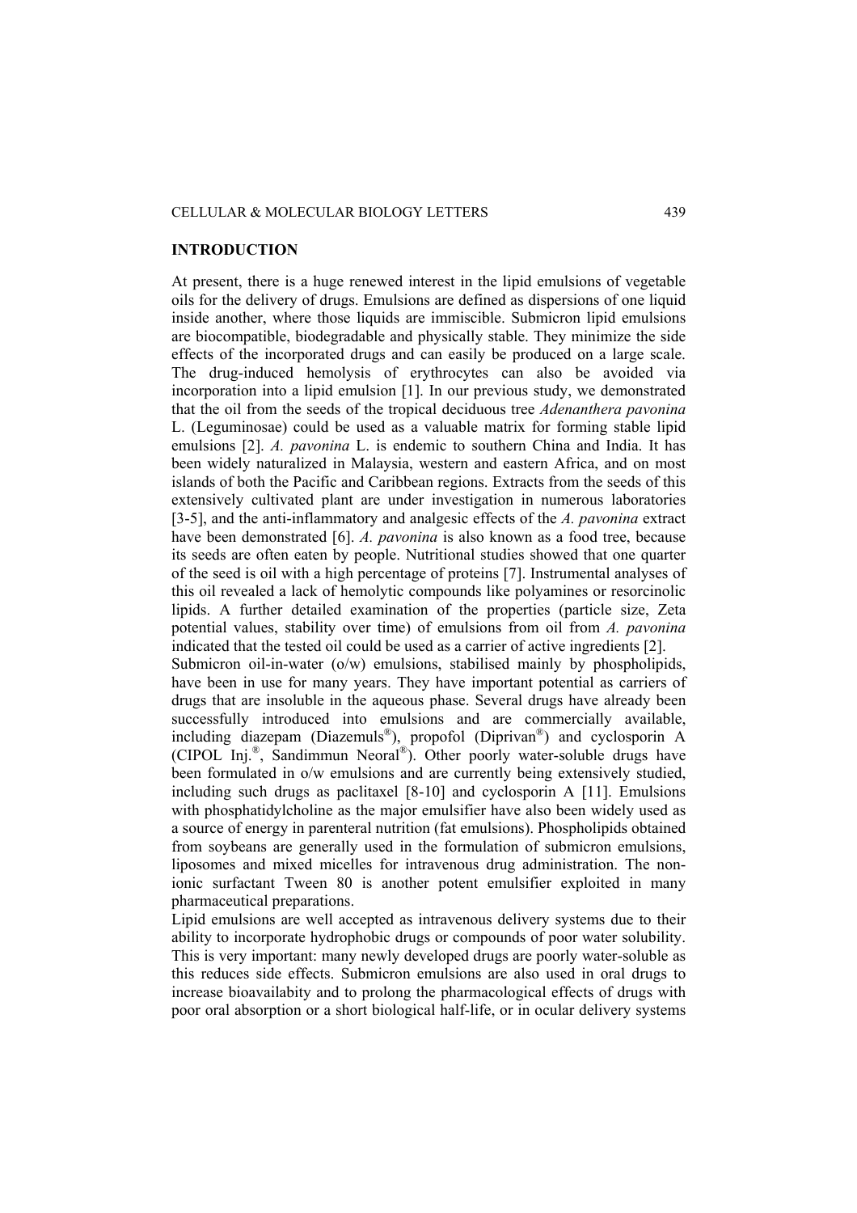## INTRODUCTION

At present, there is a huge renewed interest in the lipid emulsions of vegetable oils for the delivery of drugs. Emulsions are defined as dispersions of one liquid inside another, where those liquids are immiscible. Submicron lipid emulsions are biocompatible, biodegradable and physically stable. They minimize the side effects of the incorporated drugs and can easily be produced on a large scale. The drug-induced hemolysis of erythrocytes can also be avoided via incorporation into a lipid emulsion [1]. In our previous study, we demonstrated that the oil from the seeds of the tropical deciduous tree *Adenanthera pavonina* L. (Leguminosae) could be used as a valuable matrix for forming stable lipid emulsions [2]. *A. pavonina* L. is endemic to southern China and India. It has been widely naturalized in Malaysia, western and eastern Africa, and on most islands of both the Pacific and Caribbean regions. Extracts from the seeds of this extensively cultivated plant are under investigation in numerous laboratories [3-5], and the anti-inflammatory and analgesic effects of the *A. pavonina* extract have been demonstrated [6]. *A. pavonina* is also known as a food tree, because its seeds are often eaten by people. Nutritional studies showed that one quarter of the seed is oil with a high percentage of proteins [7]. Instrumental analyses of this oil revealed a lack of hemolytic compounds like polyamines or resorcinolic lipids. A further detailed examination of the properties (particle size, Zeta potential values, stability over time) of emulsions from oil from *A. pavonina* indicated that the tested oil could be used as a carrier of active ingredients [2].

Submicron oil-in-water (o/w) emulsions, stabilised mainly by phospholipids, have been in use for many years. They have important potential as carriers of drugs that are insoluble in the aqueous phase. Several drugs have already been successfully introduced into emulsions and are commercially available, including diazepam (Diazemuls®), propofol (Diprivan®) and cyclosporin A (CIPOL Inj.®, Sandimmun Neoral®). Other poorly water-soluble drugs have been formulated in o/w emulsions and are currently being extensively studied, including such drugs as paclitaxel [8-10] and cyclosporin A [11]. Emulsions with phosphatidylcholine as the major emulsifier have also been widely used as a source of energy in parenteral nutrition (fat emulsions). Phospholipids obtained from soybeans are generally used in the formulation of submicron emulsions, liposomes and mixed micelles for intravenous drug administration. The non-ionic surfactant Tween 80 is another potent emulsifier exploited in many pharmaceutical preparations.

Lipid emulsions are well accepted as intravenous delivery systems due to their ability to incorporate hydrophobic drugs or compounds of poor water solubility. This is very important: many newly developed drugs are poorly water-soluble as this reduces side effects. Submicron emulsions are also used in oral drugs to increase bioavailabity and to prolong the pharmacological effects of drugs with poor oral absorption or a short biological half-life, or in ocular delivery systems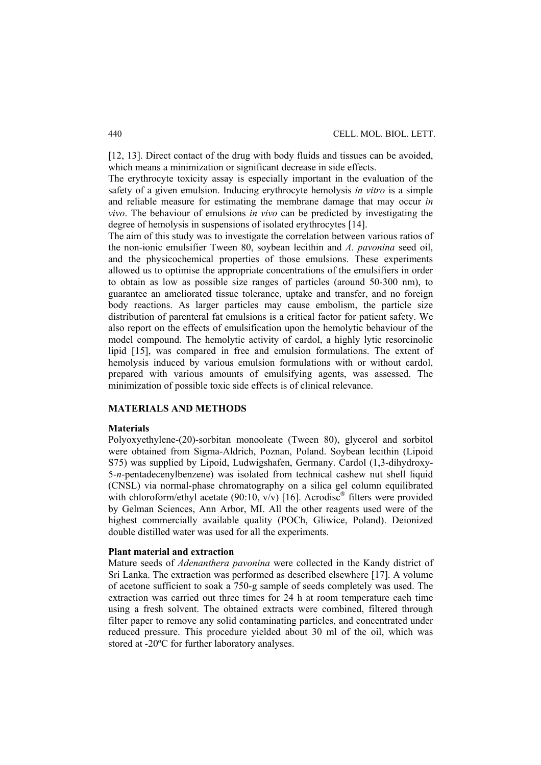[12, 13]. Direct contact of the drug with body fluids and tissues can be avoided, which means a minimization or significant decrease in side effects.

The erythrocyte toxicity assay is especially important in the evaluation of the safety of a given emulsion. Inducing erythrocyte hemolysis *in vitro* is a simple and reliable measure for estimating the membrane damage that may occur *in vivo*. The behaviour of emulsions *in vivo* can be predicted by investigating the degree of hemolysis in suspensions of isolated erythrocytes [14].

The aim of this study was to investigate the correlation between various ratios of the non-ionic emulsifier Tween 80, soybean lecithin and *A. pavonina* seed oil, and the physicochemical properties of those emulsions. These experiments allowed us to optimise the appropriate concentrations of the emulsifiers in order to obtain as low as possible size ranges of particles (around 50-300 nm), to guarantee an ameliorated tissue tolerance, uptake and transfer, and no foreign body reactions. As larger particles may cause embolism, the particle size distribution of parenteral fat emulsions is a critical factor for patient safety. We also report on the effects of emulsification upon the hemolytic behaviour of the model compound. The hemolytic activity of cardol, a highly lytic resorcinolic lipid [15], was compared in free and emulsion formulations. The extent of hemolysis induced by various emulsion formulations with or without cardol, prepared with various amounts of emulsifying agents, was assessed. The minimization of possible toxic side effects is of clinical relevance.

## MATERIALS AND METHODS

### Materials

Polyoxyethylene-(20)-sorbitan monooleate (Tween 80), glycerol and sorbitol were obtained from Sigma-Aldrich, Poznan, Poland. Soybean lecithin (Lipoid S75) was supplied by Lipoid, Ludwigshafen, Germany. Cardol (1,3-dihydroxy-5-*n*-pentadecenylbenzene) was isolated from technical cashew nut shell liquid (CNSL) via normal-phase chromatography on a silica gel column equilibrated with chloroform/ethyl acetate (90:10, v/v) [16]. Acrodisc® filters were provided by Gelman Sciences, Ann Arbor, MI. All the other reagents used were of the highest commercially available quality (POCh, Gliwice, Poland). Deionized double distilled water was used for all the experiments.

### Plant material and extraction

Mature seeds of *Adenanthera pavonina* were collected in the Kandy district of Sri Lanka. The extraction was performed as described elsewhere [17]. A volume of acetone sufficient to soak a 750-g sample of seeds completely was used. The extraction was carried out three times for 24 h at room temperature each time using a fresh solvent. The obtained extracts were combined, filtered through filter paper to remove any solid contaminating particles, and concentrated under reduced pressure. This procedure yielded about 30 ml of the oil, which was stored at -20ºC for further laboratory analyses.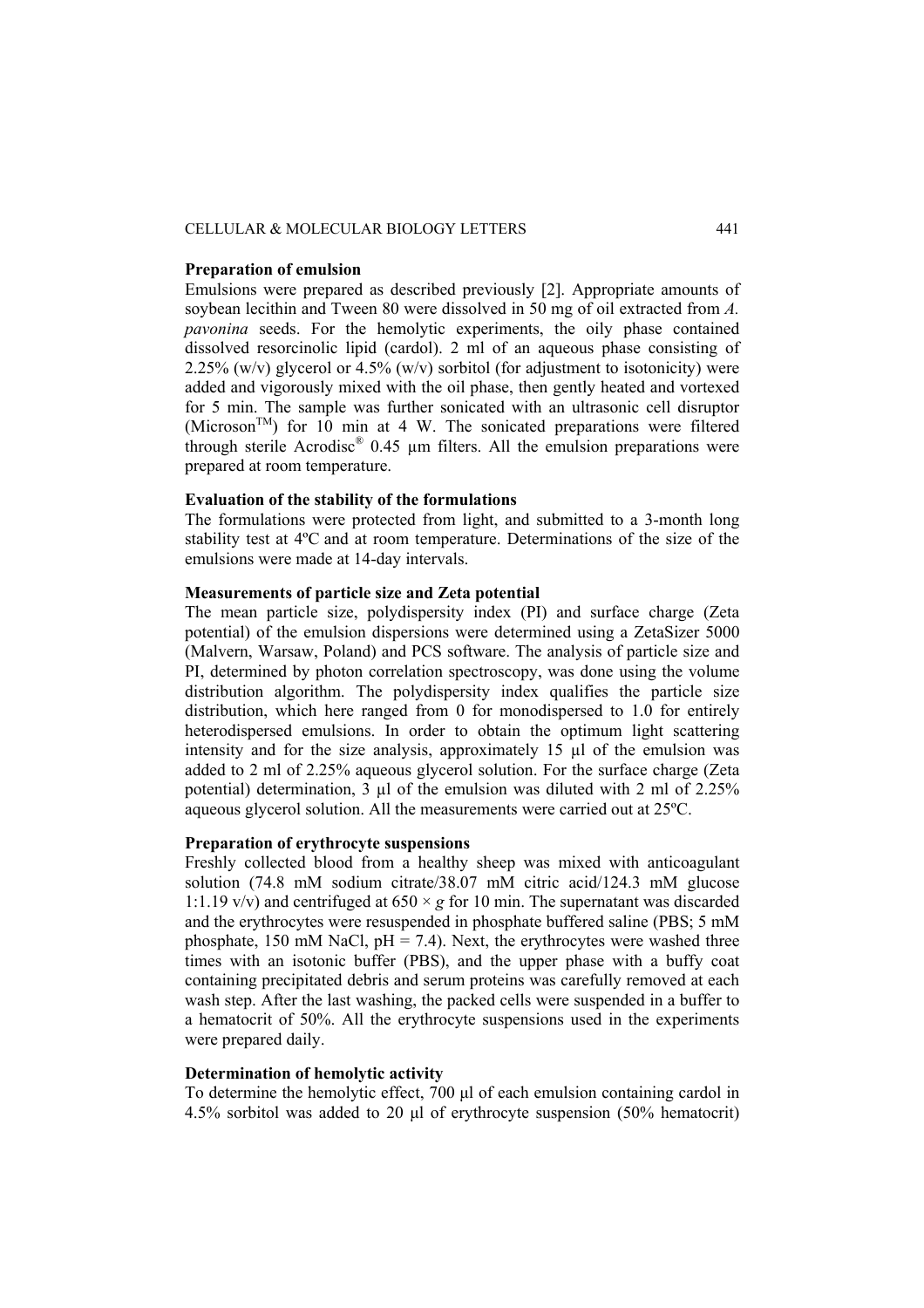**Preparation of emulsion**

Emulsions were prepared as described previously [2]. Appropriate amounts of soybean lecithin and Tween 80 were dissolved in 50 mg of oil extracted from *A. pavonina* seeds. For the hemolytic experiments, the oily phase contained dissolved resorcinolic lipid (cardol). 2 ml of an aqueous phase consisting of 2.25% (w/v) glycerol or 4.5% (w/v) sorbitol (for adjustment to isotonicity) were added and vigorously mixed with the oil phase, then gently heated and vortexed for 5 min. The sample was further sonicated with an ultrasonic cell disruptor (Microson™) for 10 min at 4 W. The sonicated preparations were filtered through sterile Acrodisc® 0.45 μm filters. All the emulsion preparations were prepared at room temperature.

**Evaluation of the stability of the formulations**

The formulations were protected from light, and submitted to a 3-month long stability test at 4ºC and at room temperature. Determinations of the size of the emulsions were made at 14-day intervals.

**Measurements of particle size and Zeta potential**

The mean particle size, polydispersity index (PI) and surface charge (Zeta potential) of the emulsion dispersions were determined using a ZetaSizer 5000 (Malvern, Warsaw, Poland) and PCS software. The analysis of particle size and PI, determined by photon correlation spectroscopy, was done using the volume distribution algorithm. The polydispersity index qualifies the particle size distribution, which here ranged from 0 for monodispersed to 1.0 for entirely heterodispersed emulsions. In order to obtain the optimum light scattering intensity and for the size analysis, approximately 15 μl of the emulsion was added to 2 ml of 2.25% aqueous glycerol solution. For the surface charge (Zeta potential) determination, 3 μl of the emulsion was diluted with 2 ml of 2.25% aqueous glycerol solution. All the measurements were carried out at 25ºC.

**Preparation of erythrocyte suspensions**

Freshly collected blood from a healthy sheep was mixed with anticoagulant solution (74.8 mM sodium citrate/38.07 mM citric acid/124.3 mM glucose 1:1.19 v/v) and centrifuged at $650 \times g$ for 10 min. The supernatant was discarded and the erythrocytes were resuspended in phosphate buffered saline (PBS; 5 mM phosphate, 150 mM NaCl, pH = 7.4). Next, the erythrocytes were washed three times with an isotonic buffer (PBS), and the upper phase with a buffy coat containing precipitated debris and serum proteins was carefully removed at each wash step. After the last washing, the packed cells were suspended in a buffer to a hematocrit of 50%. All the erythrocyte suspensions used in the experiments were prepared daily.

**Determination of hemolytic activity**

To determine the hemolytic effect, 700 μl of each emulsion containing cardol in 4.5% sorbitol was added to 20 μl of erythrocyte suspension (50% hematocrit)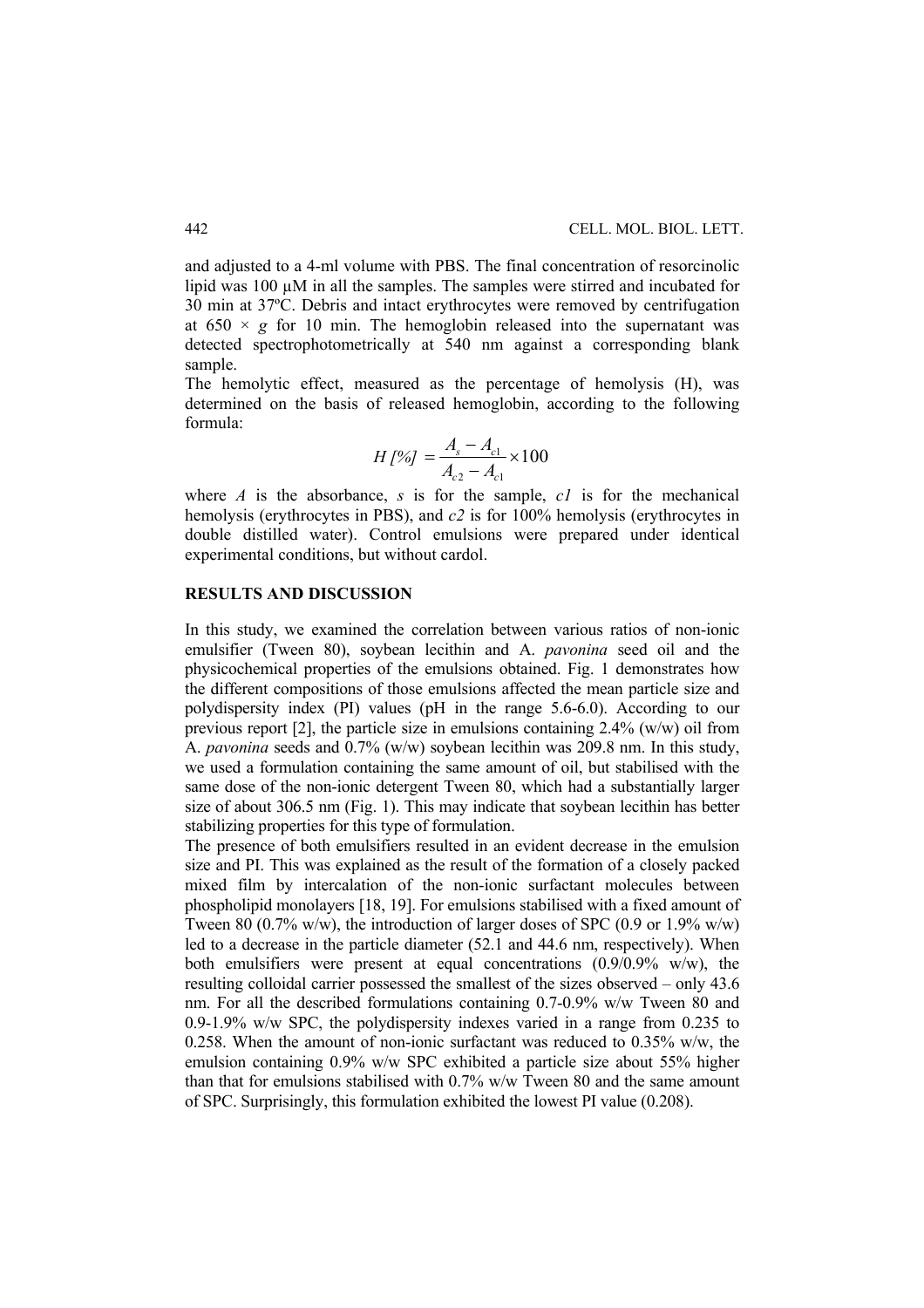and adjusted to a 4-ml volume with PBS. The final concentration of resorcinolic lipid was 100 μM in all the samples. The samples were stirred and incubated for 30 min at 37ºC. Debris and intact erythrocytes were removed by centrifugation at 650 × *g* for 10 min. The hemoglobin released into the supernatant was detected spectrophotometrically at 540 nm against a corresponding blank sample.

The hemolytic effect, measured as the percentage of hemolysis (H), was determined on the basis of released hemoglobin, according to the following formula:

$$H\,[\%] = \frac{A_s - A_{c1}}{A_{c2} - A_{c1}} \times 100$$

where $A$ is the absorbance, $s$ is for the sample, $c1$ is for the mechanical hemolysis (erythrocytes in PBS), and $c2$ is for 100% hemolysis (erythrocytes in double distilled water). Control emulsions were prepared under identical experimental conditions, but without cardol.

## RESULTS AND DISCUSSION

In this study, we examined the correlation between various ratios of non-ionic emulsifier (Tween 80), soybean lecithin and A. *pavonina* seed oil and the physicochemical properties of the emulsions obtained. Fig. 1 demonstrates how the different compositions of those emulsions affected the mean particle size and polydispersity index (PI) values (pH in the range 5.6-6.0). According to our previous report [2], the particle size in emulsions containing 2.4% (w/w) oil from A. *pavonina* seeds and 0.7% (w/w) soybean lecithin was 209.8 nm. In this study, we used a formulation containing the same amount of oil, but stabilised with the same dose of the non-ionic detergent Tween 80, which had a substantially larger size of about 306.5 nm (Fig. 1). This may indicate that soybean lecithin has better stabilizing properties for this type of formulation.

The presence of both emulsifiers resulted in an evident decrease in the emulsion size and PI. This was explained as the result of the formation of a closely packed mixed film by intercalation of the non-ionic surfactant molecules between phospholipid monolayers [18, 19]. For emulsions stabilised with a fixed amount of Tween 80 (0.7% w/w), the introduction of larger doses of SPC (0.9 or 1.9% w/w) led to a decrease in the particle diameter (52.1 and 44.6 nm, respectively). When both emulsifiers were present at equal concentrations (0.9/0.9% w/w), the resulting colloidal carrier possessed the smallest of the sizes observed – only 43.6 nm. For all the described formulations containing 0.7-0.9% w/w Tween 80 and 0.9-1.9% w/w SPC, the polydispersity indexes varied in a range from 0.235 to 0.258. When the amount of non-ionic surfactant was reduced to 0.35% w/w, the emulsion containing 0.9% w/w SPC exhibited a particle size about 55% higher than that for emulsions stabilised with 0.7% w/w Tween 80 and the same amount of SPC. Surprisingly, this formulation exhibited the lowest PI value (0.208).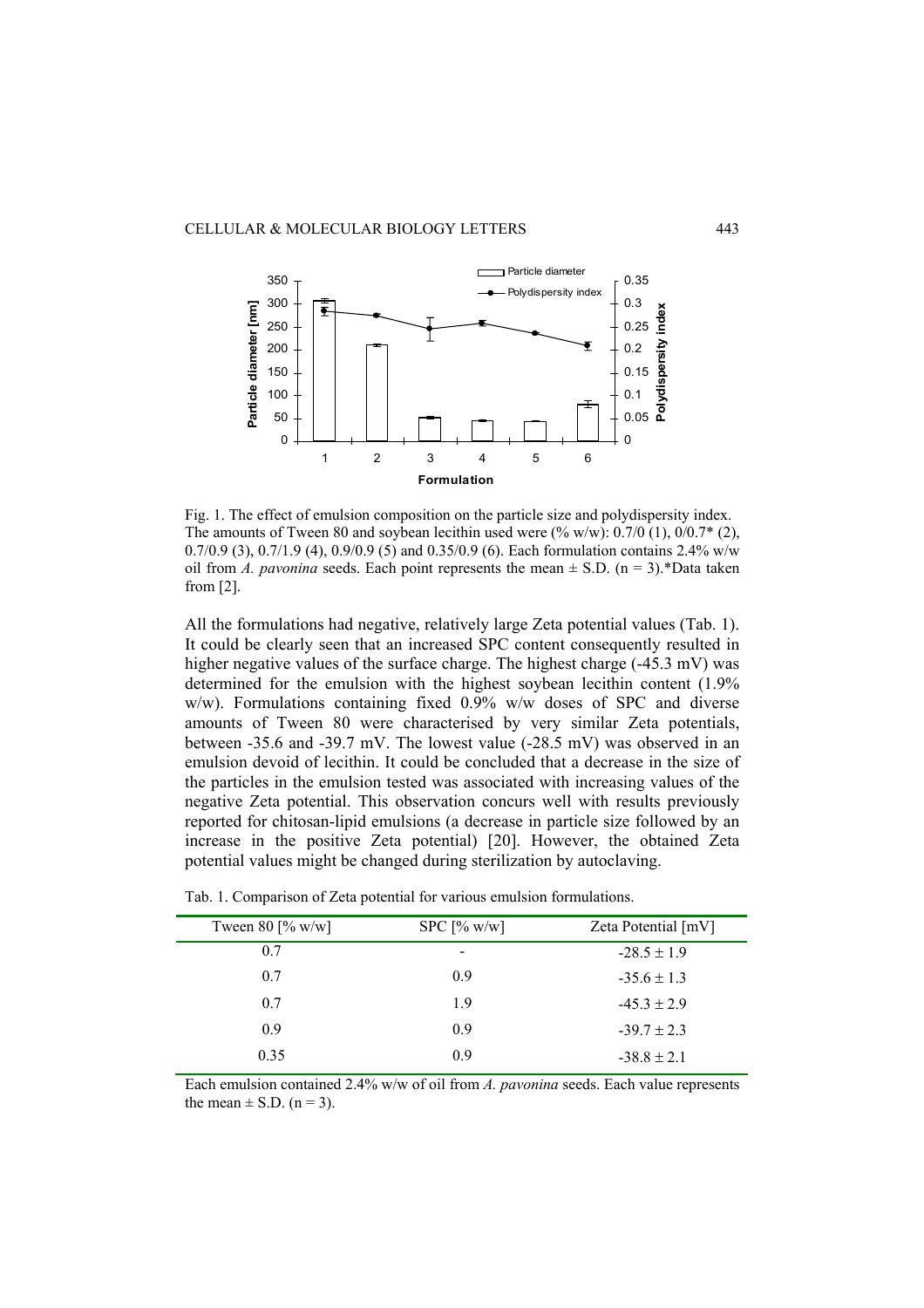Fig. 1. The effect of emulsion composition on the particle size and polydispersity index. The amounts of Tween 80 and soybean lecithin used were (% w/w): 0.7/0 (1), 0/0.7* (2), 0.7/0.9 (3), 0.7/1.9 (4), 0.9/0.9 (5) and 0.35/0.9 (6). Each formulation contains 2.4% w/w oil from *A. pavonina* seeds. Each point represents the mean ± S.D. (n = 3).*Data taken from [2].

All the formulations had negative, relatively large Zeta potential values (Tab. 1). It could be clearly seen that an increased SPC content consequently resulted in higher negative values of the surface charge. The highest charge (-45.3 mV) was determined for the emulsion with the highest soybean lecithin content (1.9% w/w). Formulations containing fixed 0.9% w/w doses of SPC and diverse amounts of Tween 80 were characterised by very similar Zeta potentials, between -35.6 and -39.7 mV. The lowest value (-28.5 mV) was observed in an emulsion devoid of lecithin. It could be concluded that a decrease in the size of the particles in the emulsion tested was associated with increasing values of the negative Zeta potential. This observation concurs well with results previously reported for chitosan-lipid emulsions (a decrease in particle size followed by an increase in the positive Zeta potential) [20]. However, the obtained Zeta potential values might be changed during sterilization by autoclaving.

Tab. 1. Comparison of Zeta potential for various emulsion formulations.

| Tween 80 [% w/w] | SPC [% w/w] | Zeta Potential [mV] |
|---|---|---|
| 0.7 | - | -28.5 ± 1.9 |
| 0.7 | 0.9 | -35.6 ± 1.3 |
| 0.7 | 1.9 | -45.3 ± 2.9 |
| 0.9 | 0.9 | -39.7 ± 2.3 |
| 0.35 | 0.9 | -38.8 ± 2.1 |

Each emulsion contained 2.4% w/w of oil from *A. pavonina* seeds. Each value represents the mean ± S.D. (n = 3).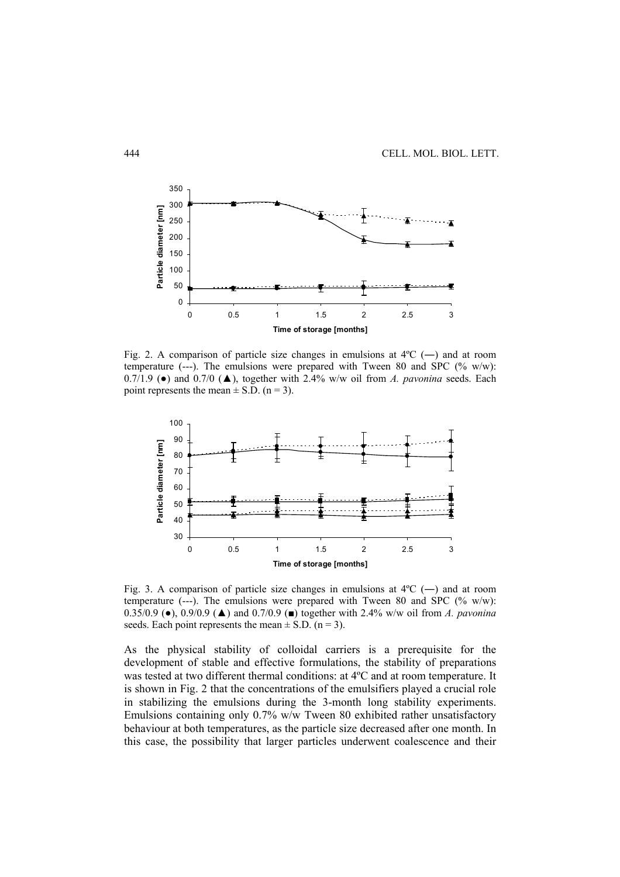Fig. 2. A comparison of particle size changes in emulsions at 4ºC (—) and at room temperature (---). The emulsions were prepared with Tween 80 and SPC (% w/w): 0.7/1.9 (●) and 0.7/0 (▲), together with 2.4% w/w oil from *A. pavonina* seeds. Each point represents the mean ± S.D. (n = 3).

Fig. 3. A comparison of particle size changes in emulsions at 4ºC (—) and at room temperature (---). The emulsions were prepared with Tween 80 and SPC (% w/w): 0.35/0.9 (●), 0.9/0.9 (▲) and 0.7/0.9 (■) together with 2.4% w/w oil from *A. pavonina* seeds. Each point represents the mean ± S.D. (n = 3).

As the physical stability of colloidal carriers is a prerequisite for the development of stable and effective formulations, the stability of preparations was tested at two different thermal conditions: at 4ºC and at room temperature. It is shown in Fig. 2 that the concentrations of the emulsifiers played a crucial role in stabilizing the emulsions during the 3-month long stability experiments. Emulsions containing only 0.7% w/w Tween 80 exhibited rather unsatisfactory behaviour at both temperatures, as the particle size decreased after one month. In this case, the possibility that larger particles underwent coalescence and their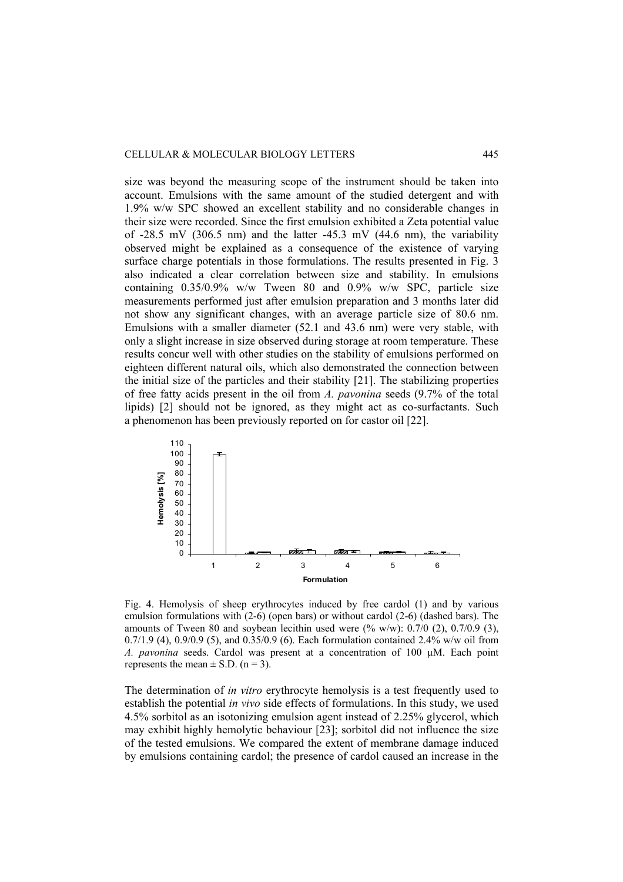size was beyond the measuring scope of the instrument should be taken into account. Emulsions with the same amount of the studied detergent and with 1.9% w/w SPC showed an excellent stability and no considerable changes in their size were recorded. Since the first emulsion exhibited a Zeta potential value of -28.5 mV (306.5 nm) and the latter -45.3 mV (44.6 nm), the variability observed might be explained as a consequence of the existence of varying surface charge potentials in those formulations. The results presented in Fig. 3 also indicated a clear correlation between size and stability. In emulsions containing 0.35/0.9% w/w Tween 80 and 0.9% w/w SPC, particle size measurements performed just after emulsion preparation and 3 months later did not show any significant changes, with an average particle size of 80.6 nm. Emulsions with a smaller diameter (52.1 and 43.6 nm) were very stable, with only a slight increase in size observed during storage at room temperature. These results concur well with other studies on the stability of emulsions performed on eighteen different natural oils, which also demonstrated the connection between the initial size of the particles and their stability [21]. The stabilizing properties of free fatty acids present in the oil from *A. pavonina* seeds (9.7% of the total lipids) [2] should not be ignored, as they might act as co-surfactants. Such a phenomenon has been previously reported on for castor oil [22].

Fig. 4. Hemolysis of sheep erythrocytes induced by free cardol (1) and by various emulsion formulations with (2-6) (open bars) or without cardol (2-6) (dashed bars). The amounts of Tween 80 and soybean lecithin used were (% w/w): 0.7/0 (2), 0.7/0.9 (3), 0.7/1.9 (4), 0.9/0.9 (5), and 0.35/0.9 (6). Each formulation contained 2.4% w/w oil from *A. pavonina* seeds. Cardol was present at a concentration of 100 μM. Each point represents the mean ± S.D. (n = 3).

The determination of *in vitro* erythrocyte hemolysis is a test frequently used to establish the potential *in vivo* side effects of formulations. In this study, we used 4.5% sorbitol as an isotonizing emulsion agent instead of 2.25% glycerol, which may exhibit highly hemolytic behaviour [23]; sorbitol did not influence the size of the tested emulsions. We compared the extent of membrane damage induced by emulsions containing cardol; the presence of cardol caused an increase in the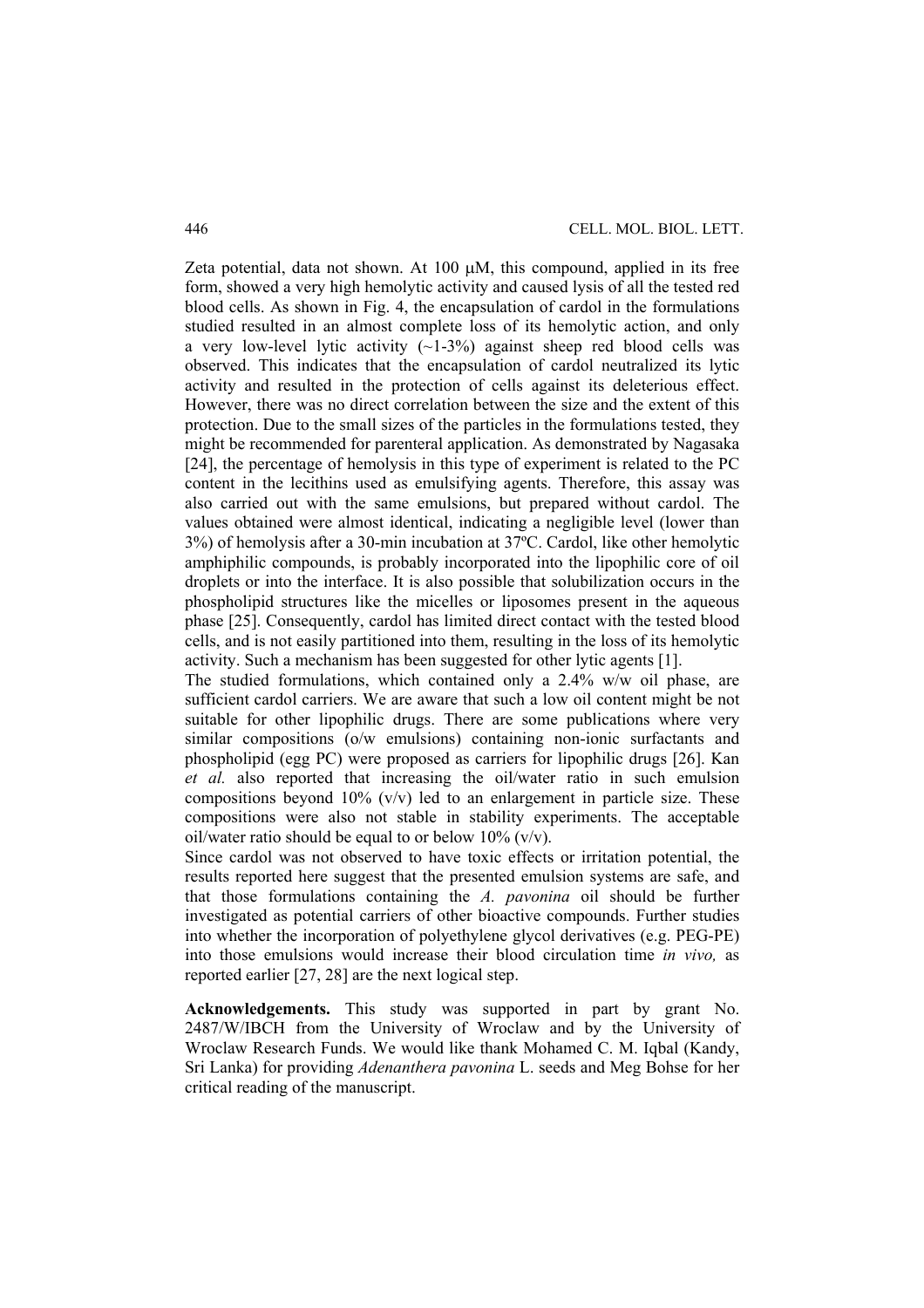Zeta potential, data not shown. At 100 μM, this compound, applied in its free form, showed a very high hemolytic activity and caused lysis of all the tested red blood cells. As shown in Fig. 4, the encapsulation of cardol in the formulations studied resulted in an almost complete loss of its hemolytic action, and only a very low-level lytic activity (~1-3%) against sheep red blood cells was observed. This indicates that the encapsulation of cardol neutralized its lytic activity and resulted in the protection of cells against its deleterious effect. However, there was no direct correlation between the size and the extent of this protection. Due to the small sizes of the particles in the formulations tested, they might be recommended for parenteral application. As demonstrated by Nagasaka [24], the percentage of hemolysis in this type of experiment is related to the PC content in the lecithins used as emulsifying agents. Therefore, this assay was also carried out with the same emulsions, but prepared without cardol. The values obtained were almost identical, indicating a negligible level (lower than 3%) of hemolysis after a 30-min incubation at 37ºC. Cardol, like other hemolytic amphiphilic compounds, is probably incorporated into the lipophilic core of oil droplets or into the interface. It is also possible that solubilization occurs in the phospholipid structures like the micelles or liposomes present in the aqueous phase [25]. Consequently, cardol has limited direct contact with the tested blood cells, and is not easily partitioned into them, resulting in the loss of its hemolytic activity. Such a mechanism has been suggested for other lytic agents [1].

The studied formulations, which contained only a 2.4% w/w oil phase, are sufficient cardol carriers. We are aware that such a low oil content might be not suitable for other lipophilic drugs. There are some publications where very similar compositions (o/w emulsions) containing non-ionic surfactants and phospholipid (egg PC) were proposed as carriers for lipophilic drugs [26]. Kan *et al.* also reported that increasing the oil/water ratio in such emulsion compositions beyond 10% (v/v) led to an enlargement in particle size. These compositions were also not stable in stability experiments. The acceptable oil/water ratio should be equal to or below 10% (v/v).

Since cardol was not observed to have toxic effects or irritation potential, the results reported here suggest that the presented emulsion systems are safe, and that those formulations containing the *A. pavonina* oil should be further investigated as potential carriers of other bioactive compounds. Further studies into whether the incorporation of polyethylene glycol derivatives (e.g. PEG-PE) into those emulsions would increase their blood circulation time *in vivo,* as reported earlier [27, 28] are the next logical step.

**Acknowledgements.** This study was supported in part by grant No. 2487/W/IBCH from the University of Wroclaw and by the University of Wroclaw Research Funds. We would like thank Mohamed C. M. Iqbal (Kandy, Sri Lanka) for providing *Adenanthera pavonina* L. seeds and Meg Bohse for her critical reading of the manuscript.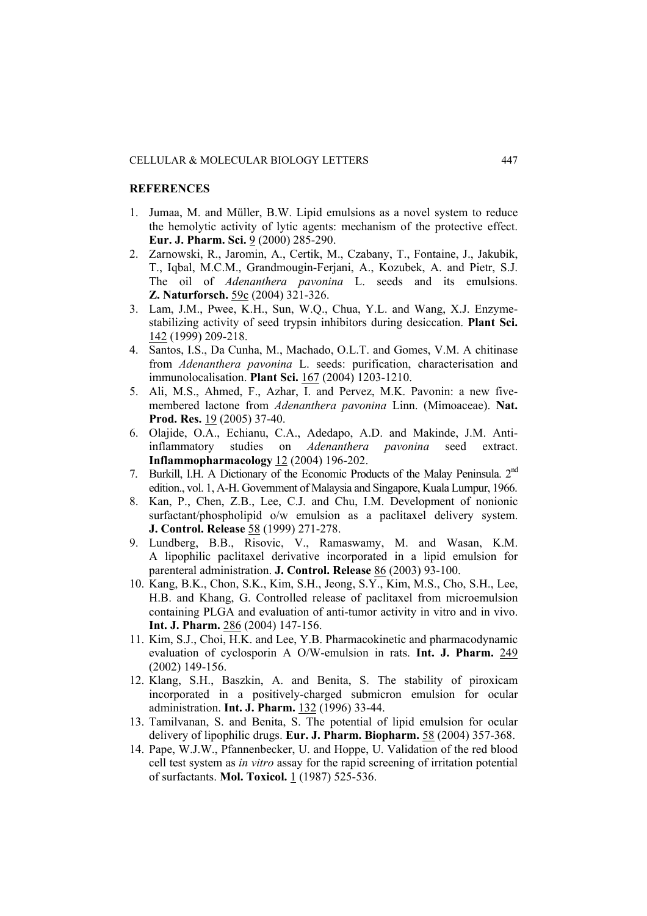## REFERENCES

1. Jumaa, M. and Müller, B.W. Lipid emulsions as a novel system to reduce the hemolytic activity of lytic agents: mechanism of the protective effect. **Eur. J. Pharm. Sci.** 9 (2000) 285-290.
2. Zarnowski, R., Jaromin, A., Certik, M., Czabany, T., Fontaine, J., Jakubik, T., Iqbal, M.C.M., Grandmougin-Ferjani, A., Kozubek, A. and Pietr, S.J. The oil of *Adenanthera pavonina* L. seeds and its emulsions. **Z. Naturforsch.** 59c (2004) 321-326.
3. Lam, J.M., Pwee, K.H., Sun, W.Q., Chua, Y.L. and Wang, X.J. Enzyme-stabilizing activity of seed trypsin inhibitors during desiccation. **Plant Sci.** 142 (1999) 209-218.
4. Santos, I.S., Da Cunha, M., Machado, O.L.T. and Gomes, V.M. A chitinase from *Adenanthera pavonina* L. seeds: purification, characterisation and immunolocalisation. **Plant Sci.** 167 (2004) 1203-1210.
5. Ali, M.S., Ahmed, F., Azhar, I. and Pervez, M.K. Pavonin: a new five-membered lactone from *Adenanthera pavonina* Linn. (Mimoaceae). **Nat. Prod. Res.** 19 (2005) 37-40.
6. Olajide, O.A., Echianu, C.A., Adedapo, A.D. and Makinde, J.M. Anti-inflammatory studies on *Adenanthera pavonina* seed extract. **Inflammopharmacology** 12 (2004) 196-202.
7. Burkill, I.H. A Dictionary of the Economic Products of the Malay Peninsula. 2nd edition., vol. 1, A-H. Government of Malaysia and Singapore, Kuala Lumpur, 1966.
8. Kan, P., Chen, Z.B., Lee, C.J. and Chu, I.M. Development of nonionic surfactant/phospholipid o/w emulsion as a paclitaxel delivery system. **J. Control. Release** 58 (1999) 271-278.
9. Lundberg, B.B., Risovic, V., Ramaswamy, M. and Wasan, K.M. A lipophilic paclitaxel derivative incorporated in a lipid emulsion for parenteral administration. **J. Control. Release** 86 (2003) 93-100.
10. Kang, B.K., Chon, S.K., Kim, S.H., Jeong, S.Y., Kim, M.S., Cho, S.H., Lee, H.B. and Khang, G. Controlled release of paclitaxel from microemulsion containing PLGA and evaluation of anti-tumor activity in vitro and in vivo. **Int. J. Pharm.** 286 (2004) 147-156.
11. Kim, S.J., Choi, H.K. and Lee, Y.B. Pharmacokinetic and pharmacodynamic evaluation of cyclosporin A O/W-emulsion in rats. **Int. J. Pharm.** 249 (2002) 149-156.
12. Klang, S.H., Baszkin, A. and Benita, S. The stability of piroxicam incorporated in a positively-charged submicron emulsion for ocular administration. **Int. J. Pharm.** 132 (1996) 33-44.
13. Tamilvanan, S. and Benita, S. The potential of lipid emulsion for ocular delivery of lipophilic drugs. **Eur. J. Pharm. Biopharm.** 58 (2004) 357-368.
14. Pape, W.J.W., Pfannenbecker, U. and Hoppe, U. Validation of the red blood cell test system as *in vitro* assay for the rapid screening of irritation potential of surfactants. **Mol. Toxicol.** 1 (1987) 525-536.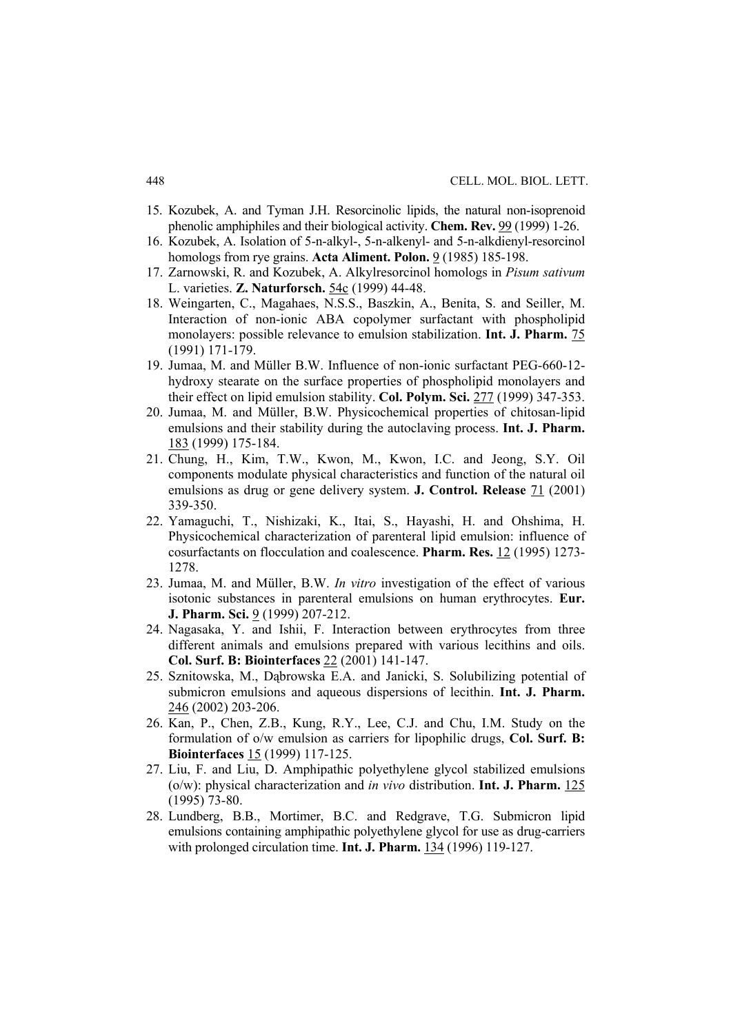15. Kozubek, A. and Tyman J.H. Resorcinolic lipids, the natural non-isoprenoid phenolic amphiphiles and their biological activity. **Chem. Rev.** 99 (1999) 1-26.
16. Kozubek, A. Isolation of 5-n-alkyl-, 5-n-alkenyl- and 5-n-alkdienyl-resorcinol homologs from rye grains. **Acta Aliment. Polon.** 9 (1985) 185-198.
17. Zarnowski, R. and Kozubek, A. Alkylresorcinol homologs in *Pisum sativum* L. varieties. **Z. Naturforsch.** 54c (1999) 44-48.
18. Weingarten, C., Magahaes, N.S.S., Baszkin, A., Benita, S. and Seiller, M. Interaction of non-ionic ABA copolymer surfactant with phospholipid monolayers: possible relevance to emulsion stabilization. **Int. J. Pharm.** 75 (1991) 171-179.
19. Jumaa, M. and Müller B.W. Influence of non-ionic surfactant PEG-660-12-hydroxy stearate on the surface properties of phospholipid monolayers and their effect on lipid emulsion stability. **Col. Polym. Sci.** 277 (1999) 347-353.
20. Jumaa, M. and Müller, B.W. Physicochemical properties of chitosan-lipid emulsions and their stability during the autoclaving process. **Int. J. Pharm.** 183 (1999) 175-184.
21. Chung, H., Kim, T.W., Kwon, M., Kwon, I.C. and Jeong, S.Y. Oil components modulate physical characteristics and function of the natural oil emulsions as drug or gene delivery system. **J. Control. Release** 71 (2001) 339-350.
22. Yamaguchi, T., Nishizaki, K., Itai, S., Hayashi, H. and Ohshima, H. Physicochemical characterization of parenteral lipid emulsion: influence of cosurfactants on flocculation and coalescence. **Pharm. Res.** 12 (1995) 1273-1278.
23. Jumaa, M. and Müller, B.W. *In vitro* investigation of the effect of various isotonic substances in parenteral emulsions on human erythrocytes. **Eur. J. Pharm. Sci.** 9 (1999) 207-212.
24. Nagasaka, Y. and Ishii, F. Interaction between erythrocytes from three different animals and emulsions prepared with various lecithins and oils. **Col. Surf. B: Biointerfaces** 22 (2001) 141-147.
25. Sznitowska, M., Dąbrowska E.A. and Janicki, S. Solubilizing potential of submicron emulsions and aqueous dispersions of lecithin. **Int. J. Pharm.** 246 (2002) 203-206.
26. Kan, P., Chen, Z.B., Kung, R.Y., Lee, C.J. and Chu, I.M. Study on the formulation of o/w emulsion as carriers for lipophilic drugs, **Col. Surf. B: Biointerfaces** 15 (1999) 117-125.
27. Liu, F. and Liu, D. Amphipathic polyethylene glycol stabilized emulsions (o/w): physical characterization and *in vivo* distribution. **Int. J. Pharm.** 125 (1995) 73-80.
28. Lundberg, B.B., Mortimer, B.C. and Redgrave, T.G. Submicron lipid emulsions containing amphipathic polyethylene glycol for use as drug-carriers with prolonged circulation time. **Int. J. Pharm.** 134 (1996) 119-127.